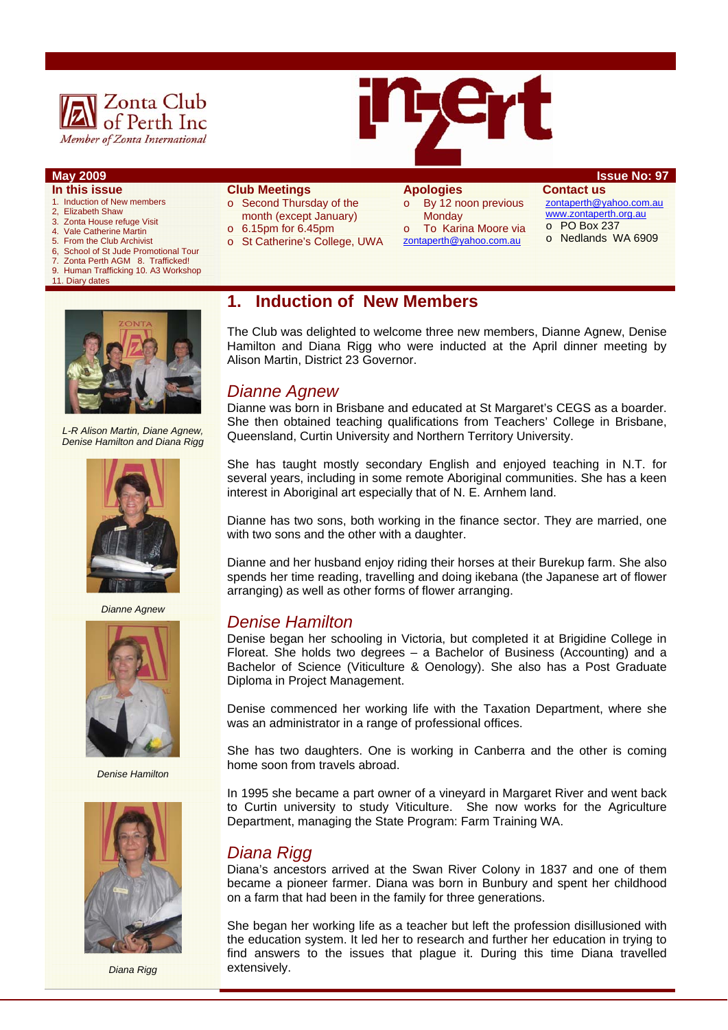Zonta Club of Perth Inc
*Member of Zonta International*

# inZert

**May 2009** **Issue No: 97**

**In this issue**

1. Induction of New members
2. Elizabeth Shaw
3. Zonta House refuge Visit
4. Vale Catherine Martin
5. From the Club Archivist
6. School of St Jude Promotional Tour
7. Zonta Perth AGM 8. Trafficked!
9. Human Trafficking 10. A3 Workshop
11. Diary dates

**Club Meetings**

- Second Thursday of the month (except January)
- 6.15pm for 6.45pm
- St Catherine's College, UWA

**Apologies**

- By 12 noon previous Monday
- To Karina Moore via zontaperth@yahoo.com.au

**Contact us**

zontaperth@yahoo.com.au
www.zontaperth.org.au

- PO Box 237
- Nedlands WA 6909

## 1. Induction of New Members

The Club was delighted to welcome three new members, Dianne Agnew, Denise Hamilton and Diana Rigg who were inducted at the April dinner meeting by Alison Martin, District 23 Governor.

*L-R Alison Martin, Diane Agnew, Denise Hamilton and Diana Rigg*

### *Dianne Agnew*

Dianne was born in Brisbane and educated at St Margaret's CEGS as a boarder. She then obtained teaching qualifications from Teachers' College in Brisbane, Queensland, Curtin University and Northern Territory University.

She has taught mostly secondary English and enjoyed teaching in N.T. for several years, including in some remote Aboriginal communities. She has a keen interest in Aboriginal art especially that of N. E. Arnhem land.

Dianne has two sons, both working in the finance sector. They are married, one with two sons and the other with a daughter.

Dianne and her husband enjoy riding their horses at their Burekup farm. She also spends her time reading, travelling and doing ikebana (the Japanese art of flower arranging) as well as other forms of flower arranging.

*Dianne Agnew*

### *Denise Hamilton*

Denise began her schooling in Victoria, but completed it at Brigidine College in Floreat. She holds two degrees – a Bachelor of Business (Accounting) and a Bachelor of Science (Viticulture & Oenology). She also has a Post Graduate Diploma in Project Management.

Denise commenced her working life with the Taxation Department, where she was an administrator in a range of professional offices.

She has two daughters. One is working in Canberra and the other is coming home soon from travels abroad.

In 1995 she became a part owner of a vineyard in Margaret River and went back to Curtin university to study Viticulture. She now works for the Agriculture Department, managing the State Program: Farm Training WA.

*Denise Hamilton*

### *Diana Rigg*

Diana's ancestors arrived at the Swan River Colony in 1837 and one of them became a pioneer farmer. Diana was born in Bunbury and spent her childhood on a farm that had been in the family for three generations.

She began her working life as a teacher but left the profession disillusioned with the education system. It led her to research and further her education in trying to find answers to the issues that plague it. During this time Diana travelled extensively.

*Diana Rigg*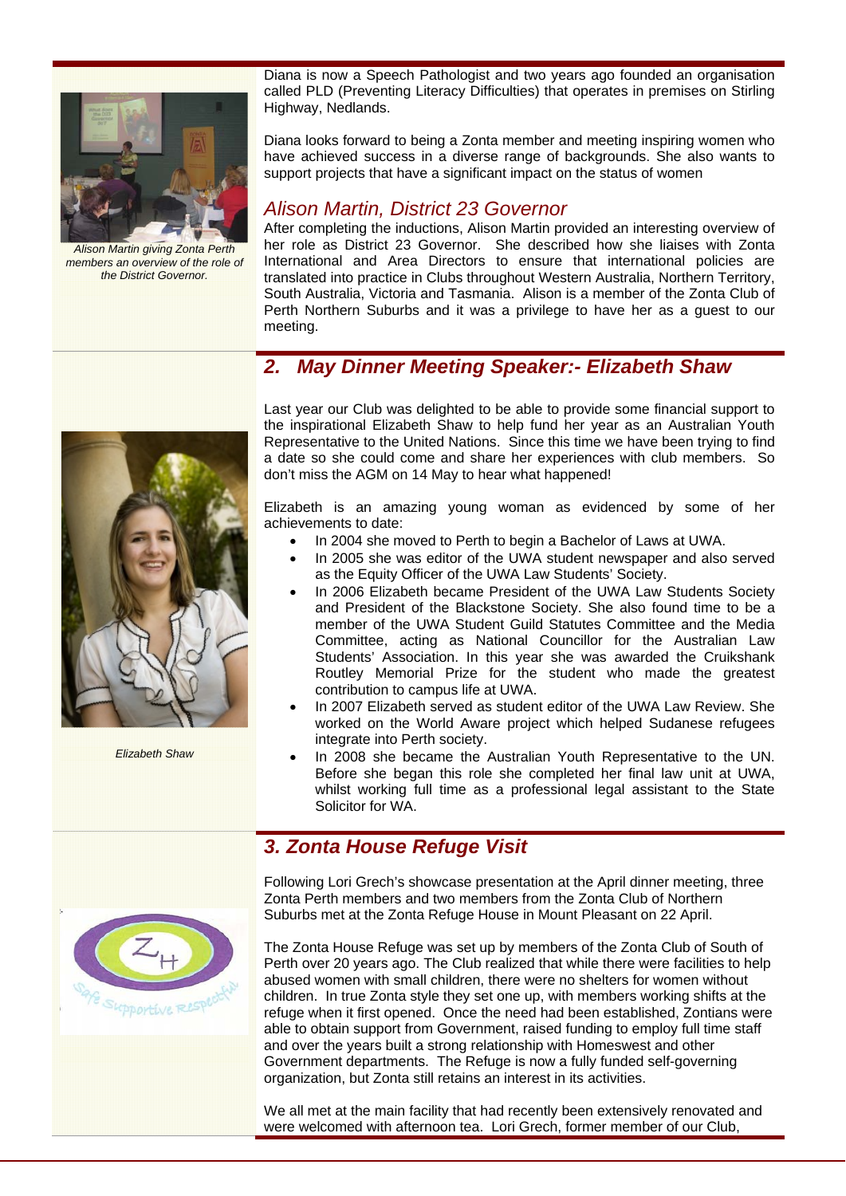Diana is now a Speech Pathologist and two years ago founded an organisation called PLD (Preventing Literacy Difficulties) that operates in premises on Stirling Highway, Nedlands.

Diana looks forward to being a Zonta member and meeting inspiring women who have achieved success in a diverse range of backgrounds. She also wants to support projects that have a significant impact on the status of women

### *Alison Martin, District 23 Governor*

*Alison Martin giving Zonta Perth members an overview of the role of the District Governor.*

After completing the inductions, Alison Martin provided an interesting overview of her role as District 23 Governor. She described how she liaises with Zonta International and Area Directors to ensure that international policies are translated into practice in Clubs throughout Western Australia, Northern Territory, South Australia, Victoria and Tasmania. Alison is a member of the Zonta Club of Perth Northern Suburbs and it was a privilege to have her as a guest to our meeting.

## *2. May Dinner Meeting Speaker:- Elizabeth Shaw*

Last year our Club was delighted to be able to provide some financial support to the inspirational Elizabeth Shaw to help fund her year as an Australian Youth Representative to the United Nations. Since this time we have been trying to find a date so she could come and share her experiences with club members. So don't miss the AGM on 14 May to hear what happened!

*Elizabeth Shaw*

Elizabeth is an amazing young woman as evidenced by some of her achievements to date:

- In 2004 she moved to Perth to begin a Bachelor of Laws at UWA.
- In 2005 she was editor of the UWA student newspaper and also served as the Equity Officer of the UWA Law Students' Society.
- In 2006 Elizabeth became President of the UWA Law Students Society and President of the Blackstone Society. She also found time to be a member of the UWA Student Guild Statutes Committee and the Media Committee, acting as National Councillor for the Australian Law Students' Association. In this year she was awarded the Cruikshank Routley Memorial Prize for the student who made the greatest contribution to campus life at UWA.
- In 2007 Elizabeth served as student editor of the UWA Law Review. She worked on the World Aware project which helped Sudanese refugees integrate into Perth society.
- In 2008 she became the Australian Youth Representative to the UN. Before she began this role she completed her final law unit at UWA, whilst working full time as a professional legal assistant to the State Solicitor for WA.

## *3. Zonta House Refuge Visit*

Following Lori Grech's showcase presentation at the April dinner meeting, three Zonta Perth members and two members from the Zonta Club of Northern Suburbs met at the Zonta Refuge House in Mount Pleasant on 22 April.

The Zonta House Refuge was set up by members of the Zonta Club of South of Perth over 20 years ago. The Club realized that while there were facilities to help abused women with small children, there were no shelters for women without children. In true Zonta style they set one up, with members working shifts at the refuge when it first opened. Once the need had been established, Zontians were able to obtain support from Government, raised funding to employ full time staff and over the years built a strong relationship with Homeswest and other Government departments. The Refuge is now a fully funded self-governing organization, but Zonta still retains an interest in its activities.

We all met at the main facility that had recently been extensively renovated and were welcomed with afternoon tea. Lori Grech, former member of our Club,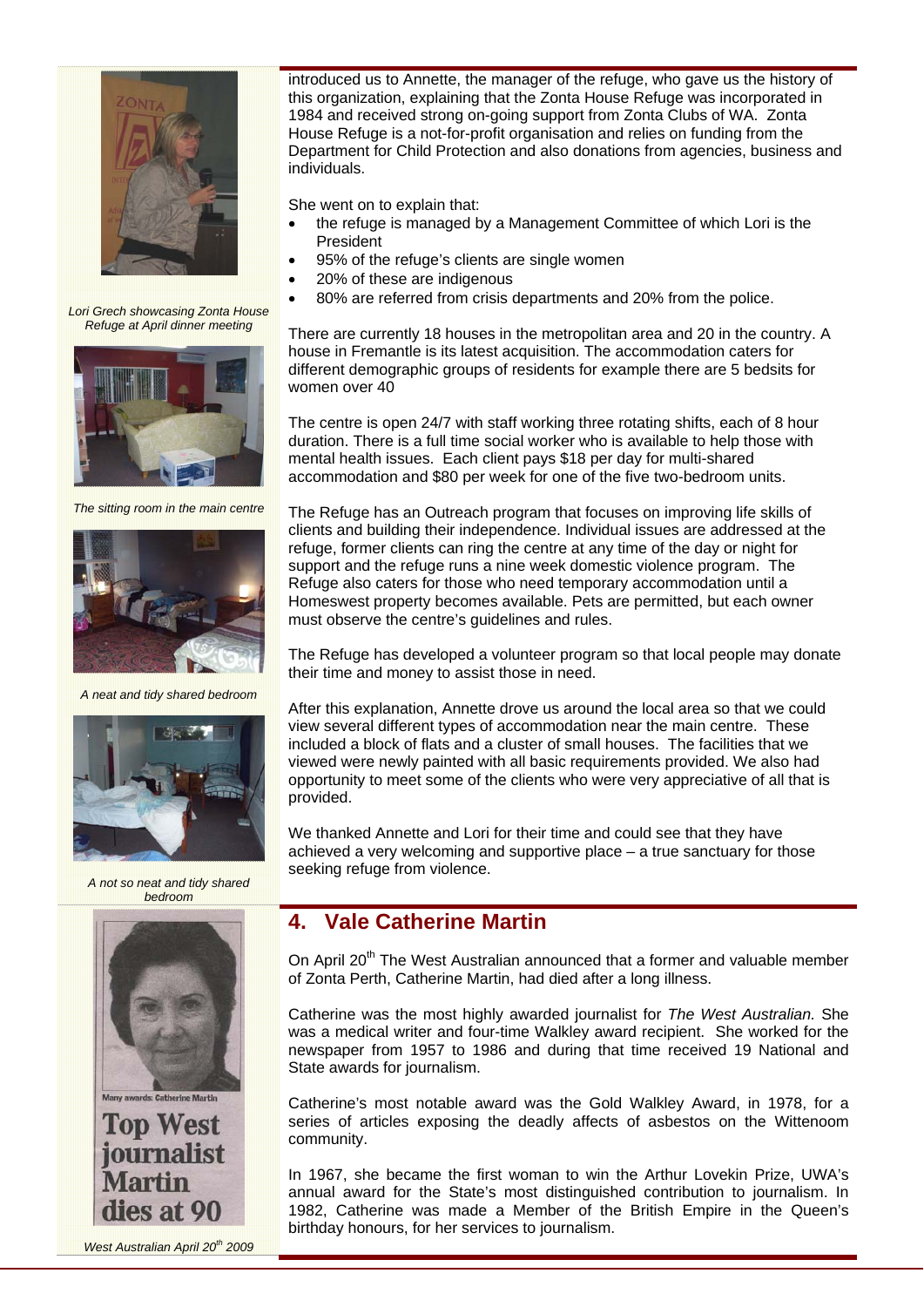introduced us to Annette, the manager of the refuge, who gave us the history of this organization, explaining that the Zonta House Refuge was incorporated in 1984 and received strong on-going support from Zonta Clubs of WA. Zonta House Refuge is a not-for-profit organisation and relies on funding from the Department for Child Protection and also donations from agencies, business and individuals.

She went on to explain that:

- the refuge is managed by a Management Committee of which Lori is the President
- 95% of the refuge's clients are single women
- 20% of these are indigenous
- 80% are referred from crisis departments and 20% from the police.

There are currently 18 houses in the metropolitan area and 20 in the country. A house in Fremantle is its latest acquisition. The accommodation caters for different demographic groups of residents for example there are 5 bedsits for women over 40

The centre is open 24/7 with staff working three rotating shifts, each of 8 hour duration. There is a full time social worker who is available to help those with mental health issues. Each client pays $18 per day for multi-shared accommodation and $80 per week for one of the five two-bedroom units.

The Refuge has an Outreach program that focuses on improving life skills of clients and building their independence. Individual issues are addressed at the refuge, former clients can ring the centre at any time of the day or night for support and the refuge runs a nine week domestic violence program. The Refuge also caters for those who need temporary accommodation until a Homeswest property becomes available. Pets are permitted, but each owner must observe the centre's guidelines and rules.

The Refuge has developed a volunteer program so that local people may donate their time and money to assist those in need.

After this explanation, Annette drove us around the local area so that we could view several different types of accommodation near the main centre. These included a block of flats and a cluster of small houses. The facilities that we viewed were newly painted with all basic requirements provided. We also had opportunity to meet some of the clients who were very appreciative of all that is provided.

We thanked Annette and Lori for their time and could see that they have achieved a very welcoming and supportive place – a true sanctuary for those seeking refuge from violence.

*Lori Grech showcasing Zonta House Refuge at April dinner meeting*

*The sitting room in the main centre*

*A neat and tidy shared bedroom*

*A not so neat and tidy shared bedroom*

## 4. Vale Catherine Martin

On April 20th The West Australian announced that a former and valuable member of Zonta Perth, Catherine Martin, had died after a long illness.

Catherine was the most highly awarded journalist for *The West Australian.* She was a medical writer and four-time Walkley award recipient. She worked for the newspaper from 1957 to 1986 and during that time received 19 National and State awards for journalism.

Catherine's most notable award was the Gold Walkley Award, in 1978, for a series of articles exposing the deadly affects of asbestos on the Wittenoom community.

In 1967, she became the first woman to win the Arthur Lovekin Prize, UWA's annual award for the State's most distinguished contribution to journalism. In 1982, Catherine was made a Member of the British Empire in the Queen's birthday honours, for her services to journalism.

Many awards: Catherine Martin

**Top West journalist Martin dies at 90**

*West Australian April 20th 2009*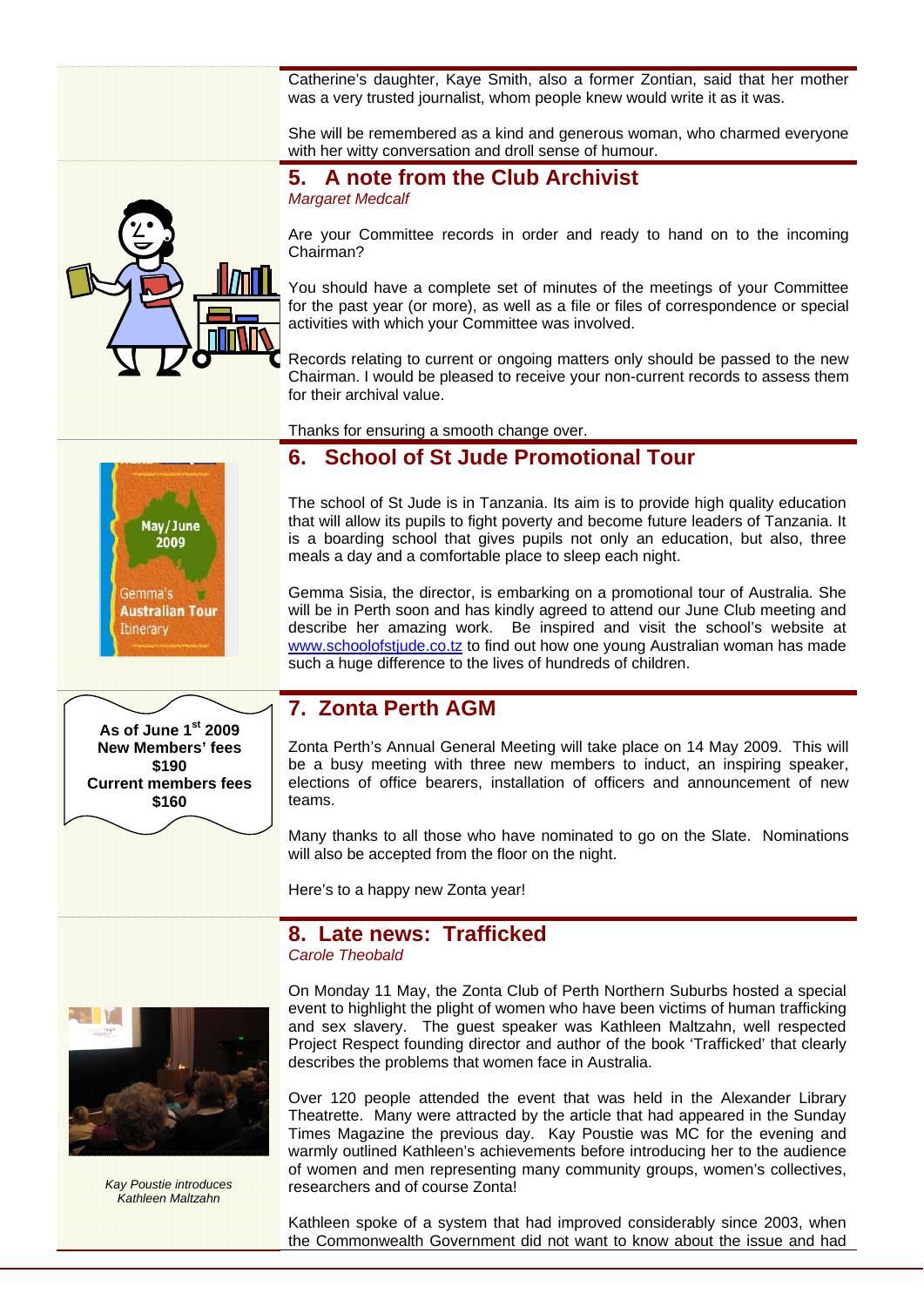Catherine's daughter, Kaye Smith, also a former Zontian, said that her mother was a very trusted journalist, whom people knew would write it as it was.

She will be remembered as a kind and generous woman, who charmed everyone with her witty conversation and droll sense of humour.

## 5. A note from the Club Archivist

*Margaret Medcalf*

Are your Committee records in order and ready to hand on to the incoming Chairman?

You should have a complete set of minutes of the meetings of your Committee for the past year (or more), as well as a file or files of correspondence or special activities with which your Committee was involved.

Records relating to current or ongoing matters only should be passed to the new Chairman. I would be pleased to receive your non-current records to assess them for their archival value.

Thanks for ensuring a smooth change over.

## 6. School of St Jude Promotional Tour

May/June 2009

Gemma's Australian Tour Itinerary

The school of St Jude is in Tanzania. Its aim is to provide high quality education that will allow its pupils to fight poverty and become future leaders of Tanzania. It is a boarding school that gives pupils not only an education, but also, three meals a day and a comfortable place to sleep each night.

Gemma Sisia, the director, is embarking on a promotional tour of Australia. She will be in Perth soon and has kindly agreed to attend our June Club meeting and describe her amazing work. Be inspired and visit the school's website at www.schoolofstjude.co.tz to find out how one young Australian woman has made such a huge difference to the lives of hundreds of children.

**As of June 1st 2009**
**New Members' fees**
**$190**
**Current members fees**
**$160**

## 7. Zonta Perth AGM

Zonta Perth's Annual General Meeting will take place on 14 May 2009. This will be a busy meeting with three new members to induct, an inspiring speaker, elections of office bearers, installation of officers and announcement of new teams.

Many thanks to all those who have nominated to go on the Slate. Nominations will also be accepted from the floor on the night.

Here's to a happy new Zonta year!

## 8. Late news: Trafficked

*Carole Theobald*

On Monday 11 May, the Zonta Club of Perth Northern Suburbs hosted a special event to highlight the plight of women who have been victims of human trafficking and sex slavery. The guest speaker was Kathleen Maltzahn, well respected Project Respect founding director and author of the book 'Trafficked' that clearly describes the problems that women face in Australia.

*Kay Poustie introduces Kathleen Maltzahn*

Over 120 people attended the event that was held in the Alexander Library Theatrette. Many were attracted by the article that had appeared in the Sunday Times Magazine the previous day. Kay Poustie was MC for the evening and warmly outlined Kathleen's achievements before introducing her to the audience of women and men representing many community groups, women's collectives, researchers and of course Zonta!

Kathleen spoke of a system that had improved considerably since 2003, when the Commonwealth Government did not want to know about the issue and had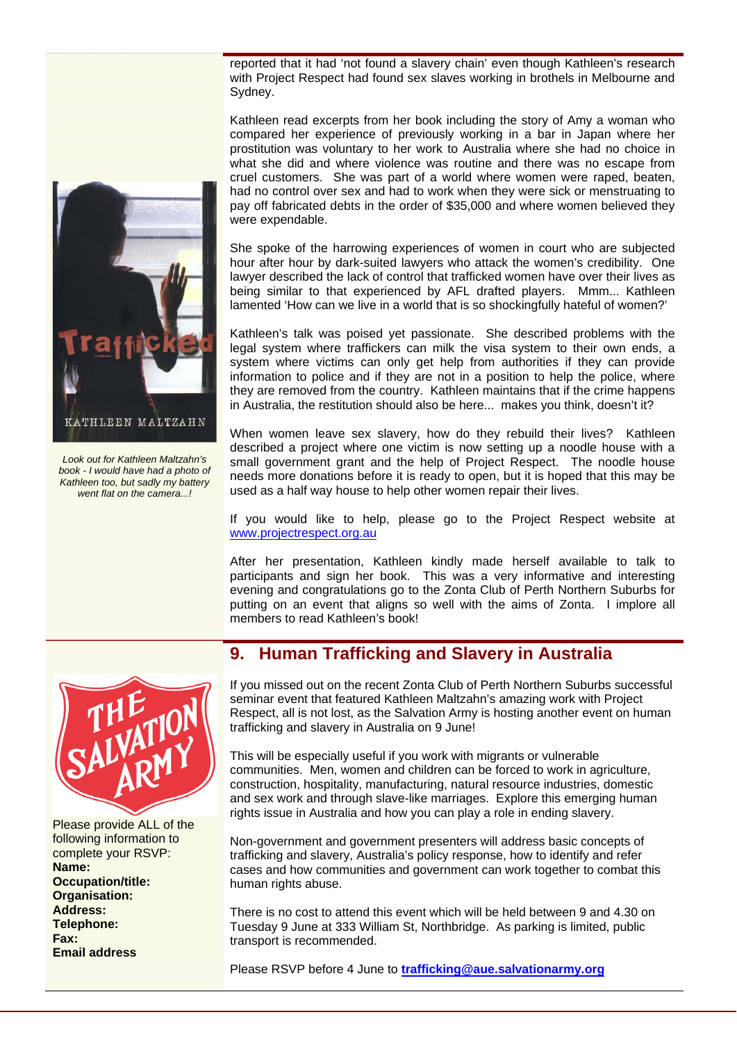reported that it had 'not found a slavery chain' even though Kathleen's research with Project Respect had found sex slaves working in brothels in Melbourne and Sydney.

Kathleen read excerpts from her book including the story of Amy a woman who compared her experience of previously working in a bar in Japan where her prostitution was voluntary to her work to Australia where she had no choice in what she did and where violence was routine and there was no escape from cruel customers. She was part of a world where women were raped, beaten, had no control over sex and had to work when they were sick or menstruating to pay off fabricated debts in the order of $35,000 and where women believed they were expendable.

She spoke of the harrowing experiences of women in court who are subjected hour after hour by dark-suited lawyers who attack the women's credibility. One lawyer described the lack of control that trafficked women have over their lives as being similar to that experienced by AFL drafted players. Mmm... Kathleen lamented 'How can we live in a world that is so shockingfully hateful of women?'

Kathleen's talk was poised yet passionate. She described problems with the legal system where traffickers can milk the visa system to their own ends, a system where victims can only get help from authorities if they can provide information to police and if they are not in a position to help the police, where they are removed from the country. Kathleen maintains that if the crime happens in Australia, the restitution should also be here... makes you think, doesn't it?

When women leave sex slavery, how do they rebuild their lives? Kathleen described a project where one victim is now setting up a noodle house with a small government grant and the help of Project Respect. The noodle house needs more donations before it is ready to open, but it is hoped that this may be used as a half way house to help other women repair their lives.

If you would like to help, please go to the Project Respect website at www.projectrespect.org.au

After her presentation, Kathleen kindly made herself available to talk to participants and sign her book. This was a very informative and interesting evening and congratulations go to the Zonta Club of Perth Northern Suburbs for putting on an event that aligns so well with the aims of Zonta. I implore all members to read Kathleen's book!

*Look out for Kathleen Maltzahn's book - I would have had a photo of Kathleen too, but sadly my battery went flat on the camera...!*

## 9. Human Trafficking and Slavery in Australia

If you missed out on the recent Zonta Club of Perth Northern Suburbs successful seminar event that featured Kathleen Maltzahn's amazing work with Project Respect, all is not lost, as the Salvation Army is hosting another event on human trafficking and slavery in Australia on 9 June!

This will be especially useful if you work with migrants or vulnerable communities. Men, women and children can be forced to work in agriculture, construction, hospitality, manufacturing, natural resource industries, domestic and sex work and through slave-like marriages. Explore this emerging human rights issue in Australia and how you can play a role in ending slavery.

Non-government and government presenters will address basic concepts of trafficking and slavery, Australia's policy response, how to identify and refer cases and how communities and government can work together to combat this human rights abuse.

There is no cost to attend this event which will be held between 9 and 4.30 on Tuesday 9 June at 333 William St, Northbridge. As parking is limited, public transport is recommended.

Please RSVP before 4 June to **trafficking@aue.salvationarmy.org**

Please provide ALL of the following information to complete your RSVP:

**Name:**
**Occupation/title:**
**Organisation:**
**Address:**
**Telephone:**
**Fax:**
**Email address**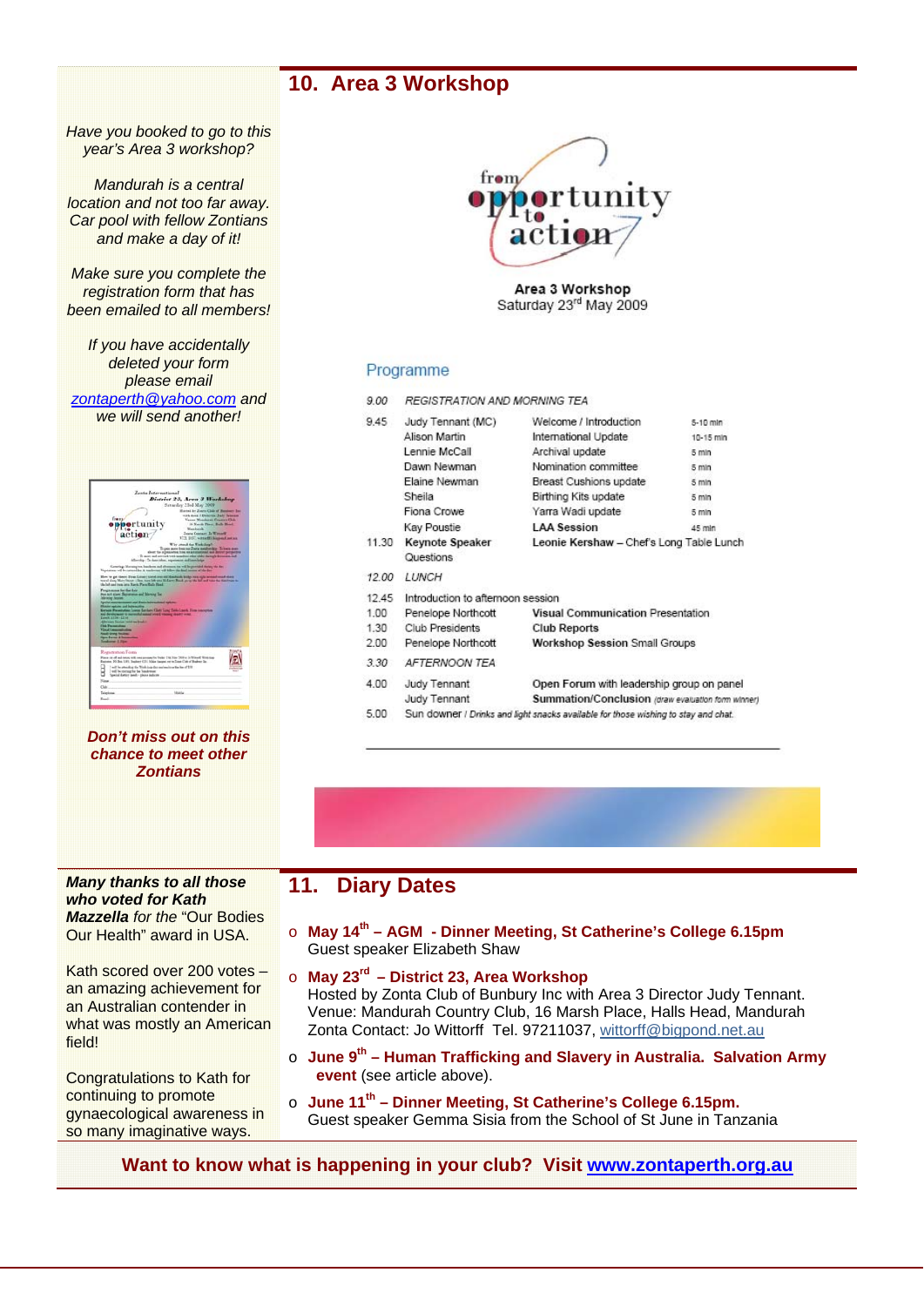*Have you booked to go to this year's Area 3 workshop?*

*Mandurah is a central location and not too far away. Car pool with fellow Zontians and make a day of it!*

*Make sure you complete the registration form that has been emailed to all members!*

*If you have accidentally deleted your form please email [zontaperth@yahoo.com](mailto:zontaperth@yahoo.com) and we will send another!*

***Don't miss out on this chance to meet other Zontians***

## 10. Area 3 Workshop

from opportunity to action

**Area 3 Workshop**
Saturday 23rd May 2009

### Programme

| | | | |
|---|---|---|---|
| 9.00 | *REGISTRATION AND MORNING TEA* | | |
| 9.45 | Judy Tennant (MC) | Welcome / Introduction | 5-10 min |
| | Alison Martin | International Update | 10-15 min |
| | Lennie McCall | Archival update | 5 min |
| | Dawn Newman | Nomination committee | 5 min |
| | Elaine Newman | Breast Cushions update | 5 min |
| | Sheila | Birthing Kits update | 5 min |
| | Fiona Crowe | Yarra Wadi update | 5 min |
| | Kay Poustie | **LAA Session** | 45 min |
| 11.30 | **Keynote Speaker** Questions | **Leonie Kershaw** – Chef's Long Table Lunch | |
| 12.00 | *LUNCH* | | |
| 12.45 | Introduction to afternoon session | | |
| 1.00 | Penelope Northcott | **Visual Communication** Presentation | |
| 1.30 | Club Presidents | **Club Reports** | |
| 2.00 | Penelope Northcott | **Workshop Session** Small Groups | |
| 3.30 | *AFTERNOON TEA* | | |
| 4.00 | Judy Tennant | **Open Forum** with leadership group on panel | |
| | Judy Tennant | **Summation/Conclusion** *(draw evaluation form winner)* | |
| 5.00 | Sun downer / *Drinks and light snacks available for those wishing to stay and chat.* | | |

***Many thanks to all those who voted for Kath Mazzella** for the* "Our Bodies Our Health" award in USA.

Kath scored over 200 votes – an amazing achievement for an Australian contender in what was mostly an American field!

Congratulations to Kath for continuing to promote gynaecological awareness in so many imaginative ways.

## 11. Diary Dates

- **May 14th – AGM - Dinner Meeting, St Catherine's College 6.15pm**
  Guest speaker Elizabeth Shaw
- **May 23rd – District 23, Area Workshop**
  Hosted by Zonta Club of Bunbury Inc with Area 3 Director Judy Tennant.
  Venue: Mandurah Country Club, 16 Marsh Place, Halls Head, Mandurah
  Zonta Contact: Jo Wittorff Tel. 97211037, [wittorff@bigpond.net.au](mailto:wittorff@bigpond.net.au)
- **June 9th – Human Trafficking and Slavery in Australia. Salvation Army event** (see article above).
- **June 11th – Dinner Meeting, St Catherine's College 6.15pm.**
  Guest speaker Gemma Sisia from the School of St June in Tanzania

**Want to know what is happening in your club? Visit [www.zontaperth.org.au](http://www.zontaperth.org.au)**